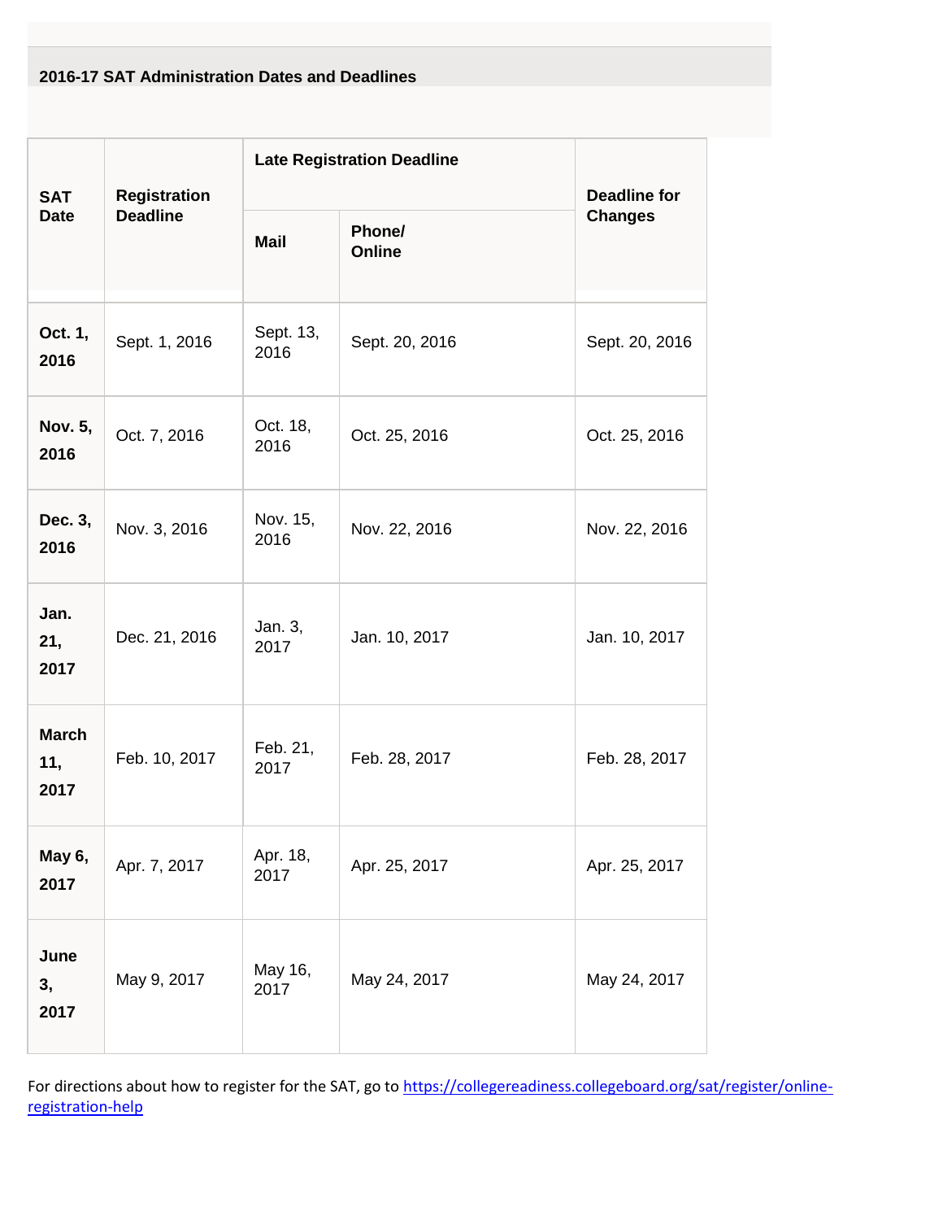**2016-17 SAT Administration Dates and Deadlines**

| SAT Date | Registration Deadline | Late Registration Deadline | | Deadline for Changes |
|---|---|---|---|---|
| | | Mail | Phone/ Online | |
| **Oct. 1, 2016** | Sept. 1, 2016 | Sept. 13, 2016 | Sept. 20, 2016 | Sept. 20, 2016 |
| **Nov. 5, 2016** | Oct. 7, 2016 | Oct. 18, 2016 | Oct. 25, 2016 | Oct. 25, 2016 |
| **Dec. 3, 2016** | Nov. 3, 2016 | Nov. 15, 2016 | Nov. 22, 2016 | Nov. 22, 2016 |
| **Jan. 21, 2017** | Dec. 21, 2016 | Jan. 3, 2017 | Jan. 10, 2017 | Jan. 10, 2017 |
| **March 11, 2017** | Feb. 10, 2017 | Feb. 21, 2017 | Feb. 28, 2017 | Feb. 28, 2017 |
| **May 6, 2017** | Apr. 7, 2017 | Apr. 18, 2017 | Apr. 25, 2017 | Apr. 25, 2017 |
| **June 3, 2017** | May 9, 2017 | May 16, 2017 | May 24, 2017 | May 24, 2017 |

For directions about how to register for the SAT, go to [https://collegereadiness.collegeboard.org/sat/register/online-registration-help](https://collegereadiness.collegeboard.org/sat/register/online-registration-help)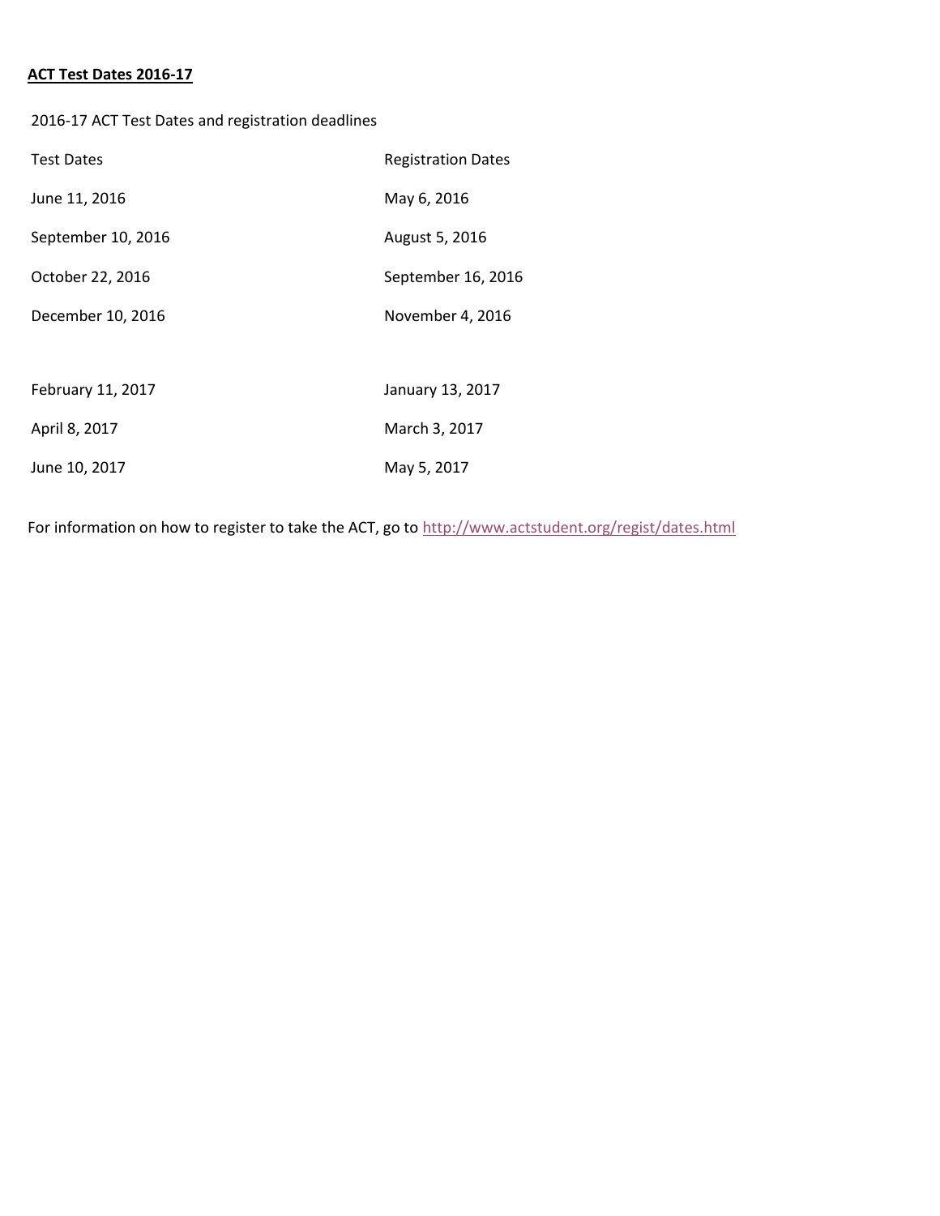**ACT Test Dates 2016-17**

2016-17 ACT Test Dates and registration deadlines

| Test Dates | Registration Dates |
|---|---|
| June 11, 2016 | May 6, 2016 |
| September 10, 2016 | August 5, 2016 |
| October 22, 2016 | September 16, 2016 |
| December 10, 2016 | November 4, 2016 |
| | |
| February 11, 2017 | January 13, 2017 |
| April 8, 2017 | March 3, 2017 |
| June 10, 2017 | May 5, 2017 |

For information on how to register to take the ACT, go to http://www.actstudent.org/regist/dates.html